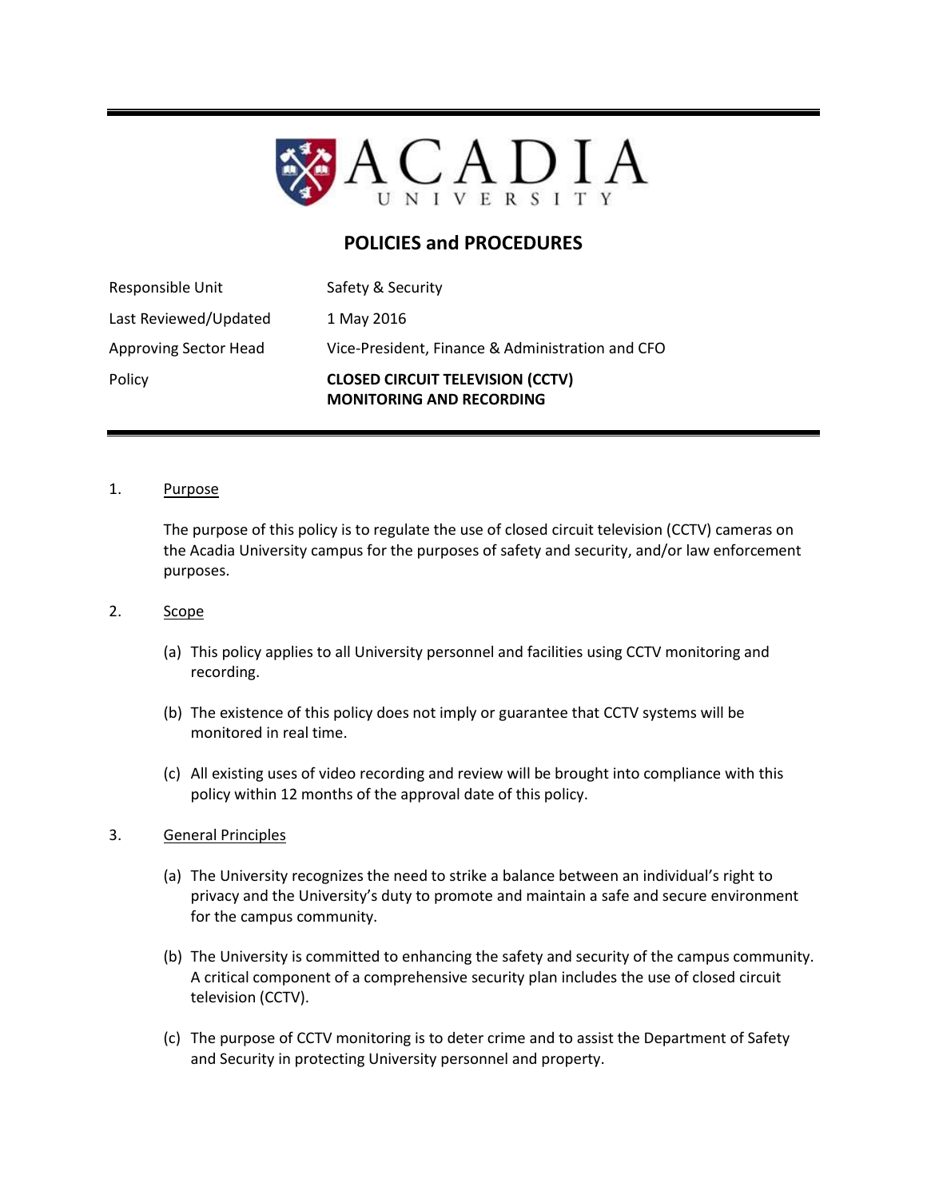# ACADIA UNIVERSITY

## POLICIES and PROCEDURES

| | |
|---|---|
| Responsible Unit | Safety & Security |
| Last Reviewed/Updated | 1 May 2016 |
| Approving Sector Head | Vice-President, Finance & Administration and CFO |
| Policy | **CLOSED CIRCUIT TELEVISION (CCTV) MONITORING AND RECORDING** |

1. Purpose

   The purpose of this policy is to regulate the use of closed circuit television (CCTV) cameras on the Acadia University campus for the purposes of safety and security, and/or law enforcement purposes.

2. Scope

   (a) This policy applies to all University personnel and facilities using CCTV monitoring and recording.

   (b) The existence of this policy does not imply or guarantee that CCTV systems will be monitored in real time.

   (c) All existing uses of video recording and review will be brought into compliance with this policy within 12 months of the approval date of this policy.

3. General Principles

   (a) The University recognizes the need to strike a balance between an individual's right to privacy and the University's duty to promote and maintain a safe and secure environment for the campus community.

   (b) The University is committed to enhancing the safety and security of the campus community. A critical component of a comprehensive security plan includes the use of closed circuit television (CCTV).

   (c) The purpose of CCTV monitoring is to deter crime and to assist the Department of Safety and Security in protecting University personnel and property.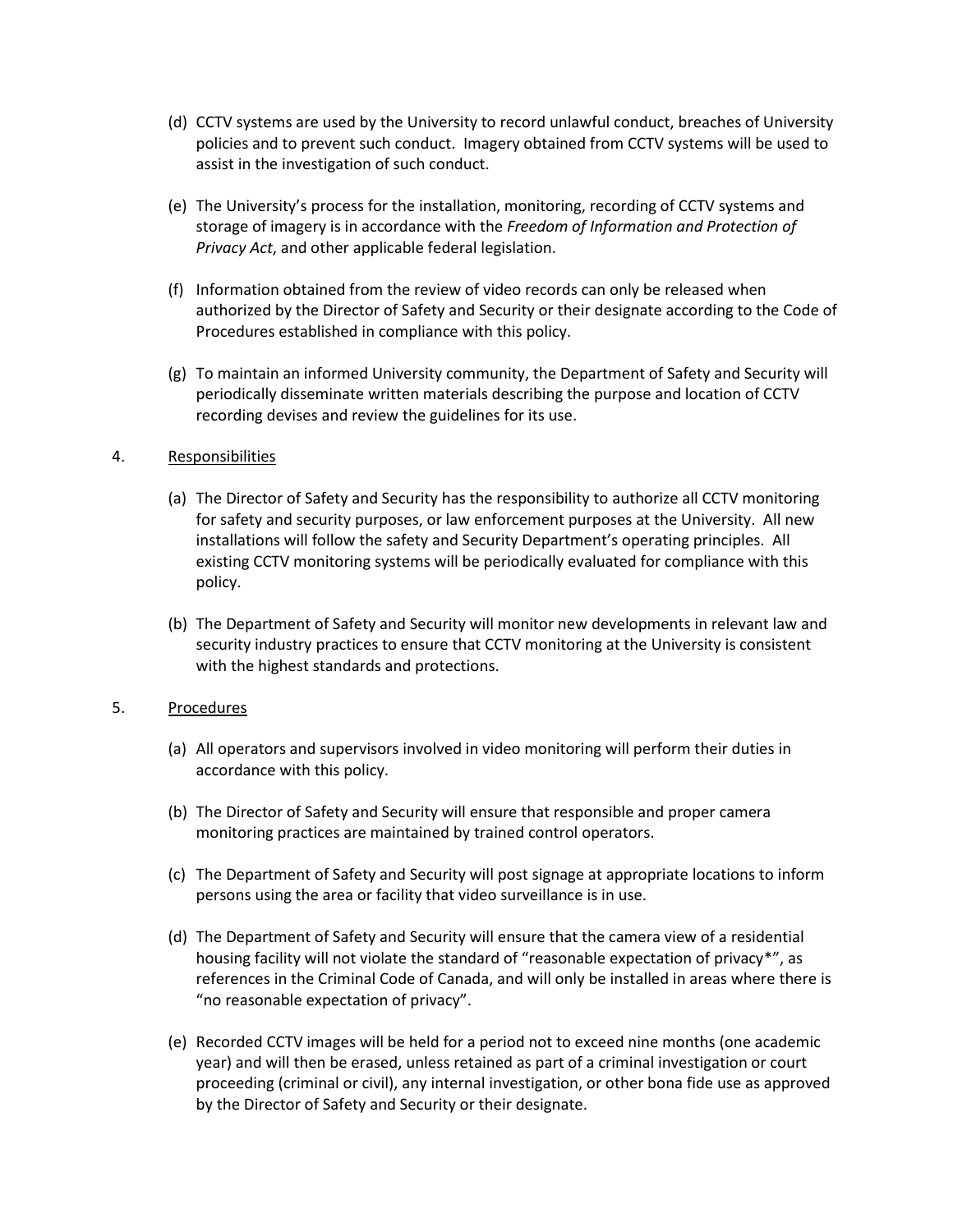(d) CCTV systems are used by the University to record unlawful conduct, breaches of University policies and to prevent such conduct. Imagery obtained from CCTV systems will be used to assist in the investigation of such conduct.

(e) The University's process for the installation, monitoring, recording of CCTV systems and storage of imagery is in accordance with the *Freedom of Information and Protection of Privacy Act*, and other applicable federal legislation.

(f) Information obtained from the review of video records can only be released when authorized by the Director of Safety and Security or their designate according to the Code of Procedures established in compliance with this policy.

(g) To maintain an informed University community, the Department of Safety and Security will periodically disseminate written materials describing the purpose and location of CCTV recording devises and review the guidelines for its use.

## 4. Responsibilities

(a) The Director of Safety and Security has the responsibility to authorize all CCTV monitoring for safety and security purposes, or law enforcement purposes at the University. All new installations will follow the safety and Security Department's operating principles. All existing CCTV monitoring systems will be periodically evaluated for compliance with this policy.

(b) The Department of Safety and Security will monitor new developments in relevant law and security industry practices to ensure that CCTV monitoring at the University is consistent with the highest standards and protections.

## 5. Procedures

(a) All operators and supervisors involved in video monitoring will perform their duties in accordance with this policy.

(b) The Director of Safety and Security will ensure that responsible and proper camera monitoring practices are maintained by trained control operators.

(c) The Department of Safety and Security will post signage at appropriate locations to inform persons using the area or facility that video surveillance is in use.

(d) The Department of Safety and Security will ensure that the camera view of a residential housing facility will not violate the standard of "reasonable expectation of privacy*", as references in the Criminal Code of Canada, and will only be installed in areas where there is "no reasonable expectation of privacy".

(e) Recorded CCTV images will be held for a period not to exceed nine months (one academic year) and will then be erased, unless retained as part of a criminal investigation or court proceeding (criminal or civil), any internal investigation, or other bona fide use as approved by the Director of Safety and Security or their designate.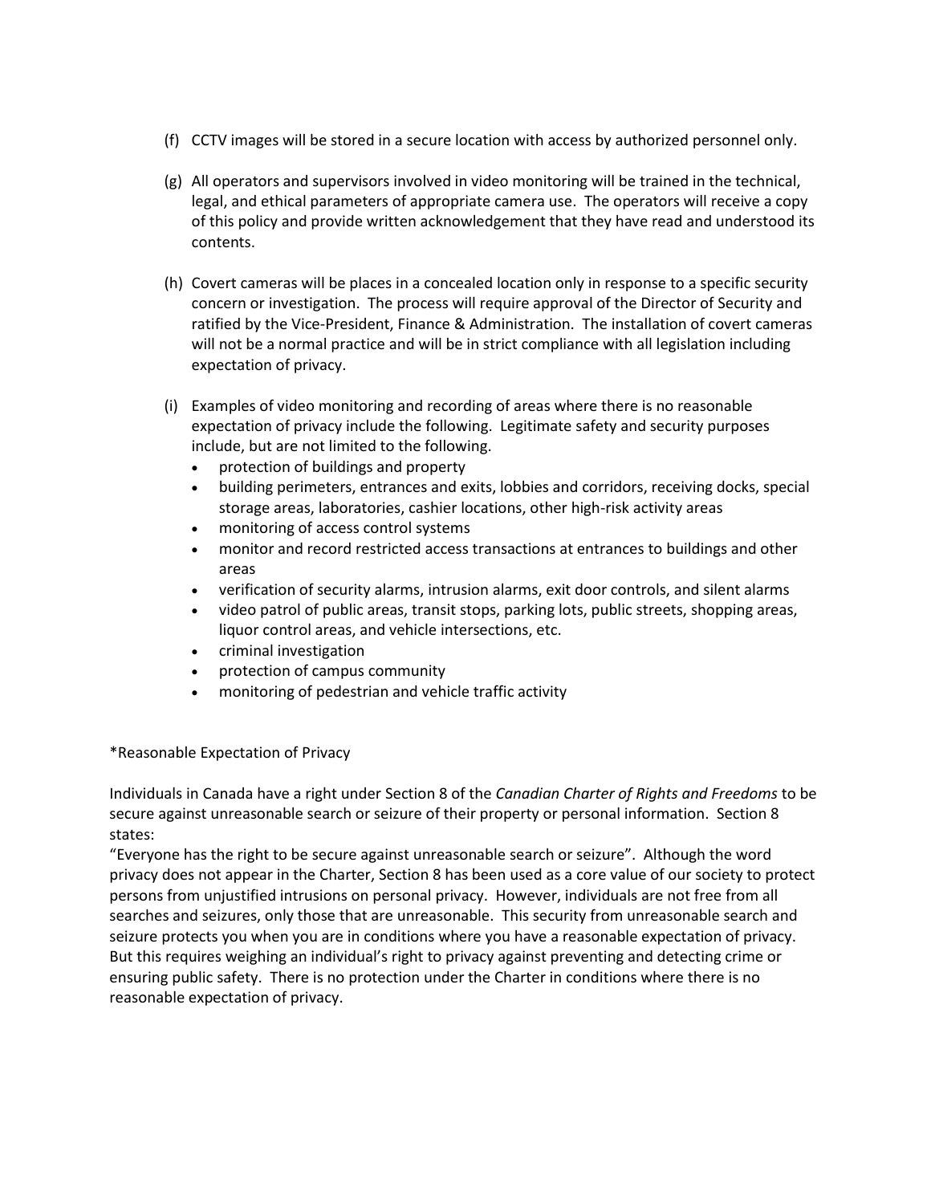(f) CCTV images will be stored in a secure location with access by authorized personnel only.

(g) All operators and supervisors involved in video monitoring will be trained in the technical, legal, and ethical parameters of appropriate camera use. The operators will receive a copy of this policy and provide written acknowledgement that they have read and understood its contents.

(h) Covert cameras will be places in a concealed location only in response to a specific security concern or investigation. The process will require approval of the Director of Security and ratified by the Vice-President, Finance & Administration. The installation of covert cameras will not be a normal practice and will be in strict compliance with all legislation including expectation of privacy.

(i) Examples of video monitoring and recording of areas where there is no reasonable expectation of privacy include the following. Legitimate safety and security purposes include, but are not limited to the following.
- protection of buildings and property
- building perimeters, entrances and exits, lobbies and corridors, receiving docks, special storage areas, laboratories, cashier locations, other high-risk activity areas
- monitoring of access control systems
- monitor and record restricted access transactions at entrances to buildings and other areas
- verification of security alarms, intrusion alarms, exit door controls, and silent alarms
- video patrol of public areas, transit stops, parking lots, public streets, shopping areas, liquor control areas, and vehicle intersections, etc.
- criminal investigation
- protection of campus community
- monitoring of pedestrian and vehicle traffic activity

*Reasonable Expectation of Privacy

Individuals in Canada have a right under Section 8 of the *Canadian Charter of Rights and Freedoms* to be secure against unreasonable search or seizure of their property or personal information. Section 8 states:
"Everyone has the right to be secure against unreasonable search or seizure". Although the word privacy does not appear in the Charter, Section 8 has been used as a core value of our society to protect persons from unjustified intrusions on personal privacy. However, individuals are not free from all searches and seizures, only those that are unreasonable. This security from unreasonable search and seizure protects you when you are in conditions where you have a reasonable expectation of privacy. But this requires weighing an individual's right to privacy against preventing and detecting crime or ensuring public safety. There is no protection under the Charter in conditions where there is no reasonable expectation of privacy.